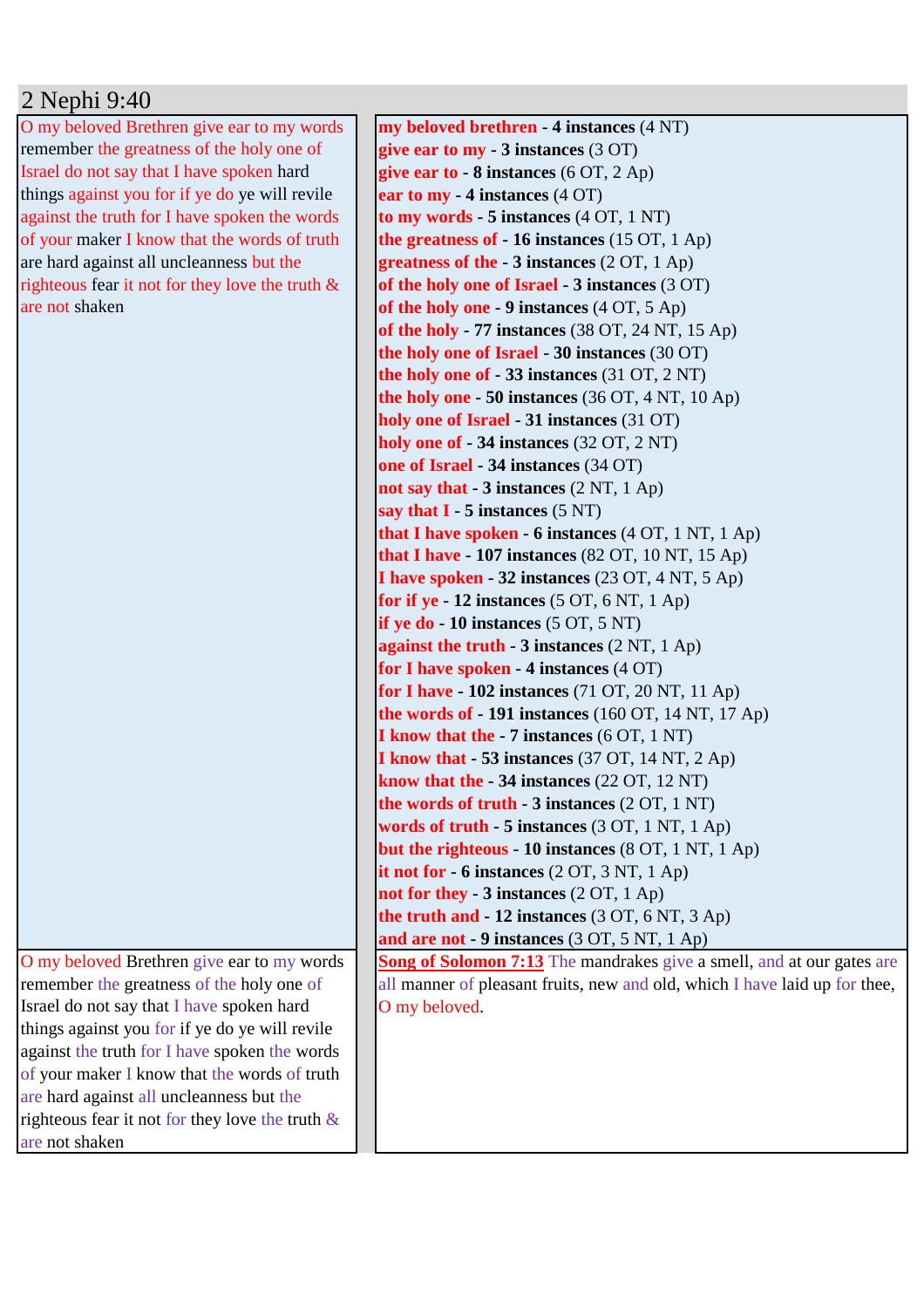# 2 Nephi 9:40

| | |
|---|---|
| O my beloved Brethren give ear to my words remember the greatness of the holy one of Israel do not say that I have spoken hard things against you for if ye do ye will revile against the truth for I have spoken the words of your maker I know that the words of truth are hard against all uncleanness but the righteous fear it not for they love the truth & are not shaken | **my beloved brethren - 4 instances** (4 NT)<br>**give ear to my - 3 instances** (3 OT)<br>**give ear to - 8 instances** (6 OT, 2 Ap)<br>**ear to my - 4 instances** (4 OT)<br>**to my words - 5 instances** (4 OT, 1 NT)<br>**the greatness of - 16 instances** (15 OT, 1 Ap)<br>**greatness of the - 3 instances** (2 OT, 1 Ap)<br>**of the holy one of Israel - 3 instances** (3 OT)<br>**of the holy one - 9 instances** (4 OT, 5 Ap)<br>**of the holy - 77 instances** (38 OT, 24 NT, 15 Ap)<br>**the holy one of Israel - 30 instances** (30 OT)<br>**the holy one of - 33 instances** (31 OT, 2 NT)<br>**the holy one - 50 instances** (36 OT, 4 NT, 10 Ap)<br>**holy one of Israel - 31 instances** (31 OT)<br>**holy one of - 34 instances** (32 OT, 2 NT)<br>**one of Israel - 34 instances** (34 OT)<br>**not say that - 3 instances** (2 NT, 1 Ap)<br>**say that I - 5 instances** (5 NT)<br>**that I have spoken - 6 instances** (4 OT, 1 NT, 1 Ap)<br>**that I have - 107 instances** (82 OT, 10 NT, 15 Ap)<br>**I have spoken - 32 instances** (23 OT, 4 NT, 5 Ap)<br>**for if ye - 12 instances** (5 OT, 6 NT, 1 Ap)<br>**if ye do - 10 instances** (5 OT, 5 NT)<br>**against the truth - 3 instances** (2 NT, 1 Ap)<br>**for I have spoken - 4 instances** (4 OT)<br>**for I have - 102 instances** (71 OT, 20 NT, 11 Ap)<br>**the words of - 191 instances** (160 OT, 14 NT, 17 Ap)<br>**I know that the - 7 instances** (6 OT, 1 NT)<br>**I know that - 53 instances** (37 OT, 14 NT, 2 Ap)<br>**know that the - 34 instances** (22 OT, 12 NT)<br>**the words of truth - 3 instances** (2 OT, 1 NT)<br>**words of truth - 5 instances** (3 OT, 1 NT, 1 Ap)<br>**but the righteous - 10 instances** (8 OT, 1 NT, 1 Ap)<br>**it not for - 6 instances** (2 OT, 3 NT, 1 Ap)<br>**not for they - 3 instances** (2 OT, 1 Ap)<br>**the truth and - 12 instances** (3 OT, 6 NT, 3 Ap)<br>**and are not - 9 instances** (3 OT, 5 NT, 1 Ap) |
| O my beloved Brethren give ear to my words remember the greatness of the holy one of Israel do not say that I have spoken hard things against you for if ye do ye will revile against the truth for I have spoken the words of your maker I know that the words of truth are hard against all uncleanness but the righteous fear it not for they love the truth & are not shaken | Song of Solomon 7:13 The mandrakes give a smell, and at our gates are all manner of pleasant fruits, new and old, which I have laid up for thee, O my beloved. |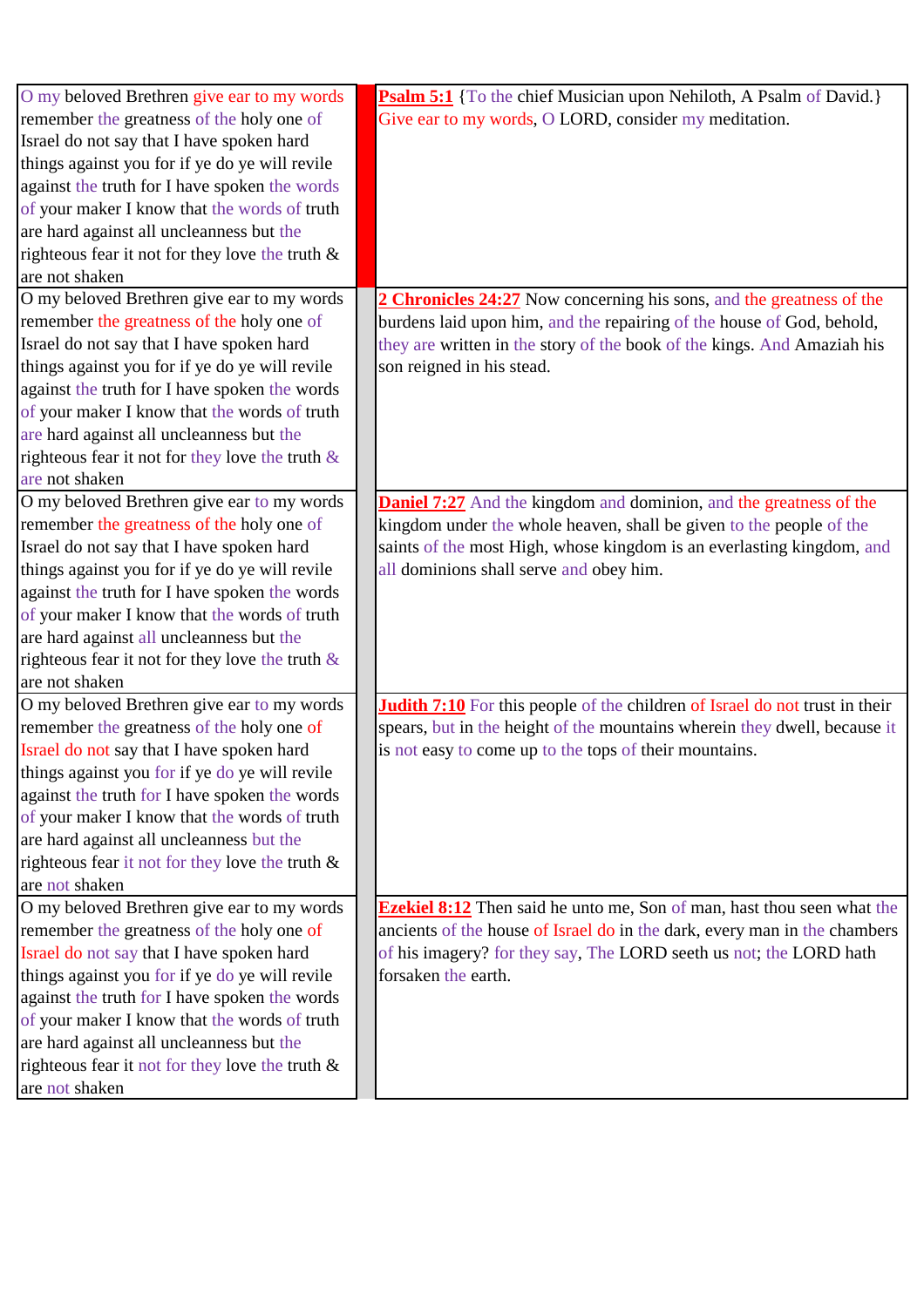| | | |
|---|---|---|
| O my beloved Brethren give ear to my words remember the greatness of the holy one of Israel do not say that I have spoken hard things against you for if ye do ye will revile against the truth for I have spoken the words of your maker I know that the words of truth are hard against all uncleanness but the righteous fear it not for they love the truth & are not shaken | | **Psalm 5:1** {To the chief Musician upon Nehiloth, A Psalm of David.} Give ear to my words, O LORD, consider my meditation. |
| O my beloved Brethren give ear to my words remember the greatness of the holy one of Israel do not say that I have spoken hard things against you for if ye do ye will revile against the truth for I have spoken the words of your maker I know that the words of truth are hard against all uncleanness but the righteous fear it not for they love the truth & are not shaken | | **2 Chronicles 24:27** Now concerning his sons, and the greatness of the burdens laid upon him, and the repairing of the house of God, behold, they are written in the story of the book of the kings. And Amaziah his son reigned in his stead. |
| O my beloved Brethren give ear to my words remember the greatness of the holy one of Israel do not say that I have spoken hard things against you for if ye do ye will revile against the truth for I have spoken the words of your maker I know that the words of truth are hard against all uncleanness but the righteous fear it not for they love the truth & are not shaken | | **Daniel 7:27** And the kingdom and dominion, and the greatness of the kingdom under the whole heaven, shall be given to the people of the saints of the most High, whose kingdom is an everlasting kingdom, and all dominions shall serve and obey him. |
| O my beloved Brethren give ear to my words remember the greatness of the holy one of Israel do not say that I have spoken hard things against you for if ye do ye will revile against the truth for I have spoken the words of your maker I know that the words of truth are hard against all uncleanness but the righteous fear it not for they love the truth & are not shaken | | **Judith 7:10** For this people of the children of Israel do not trust in their spears, but in the height of the mountains wherein they dwell, because it is not easy to come up to the tops of their mountains. |
| O my beloved Brethren give ear to my words remember the greatness of the holy one of Israel do not say that I have spoken hard things against you for if ye do ye will revile against the truth for I have spoken the words of your maker I know that the words of truth are hard against all uncleanness but the righteous fear it not for they love the truth & are not shaken | | **Ezekiel 8:12** Then said he unto me, Son of man, hast thou seen what the ancients of the house of Israel do in the dark, every man in the chambers of his imagery? for they say, The LORD seeth us not; the LORD hath forsaken the earth. |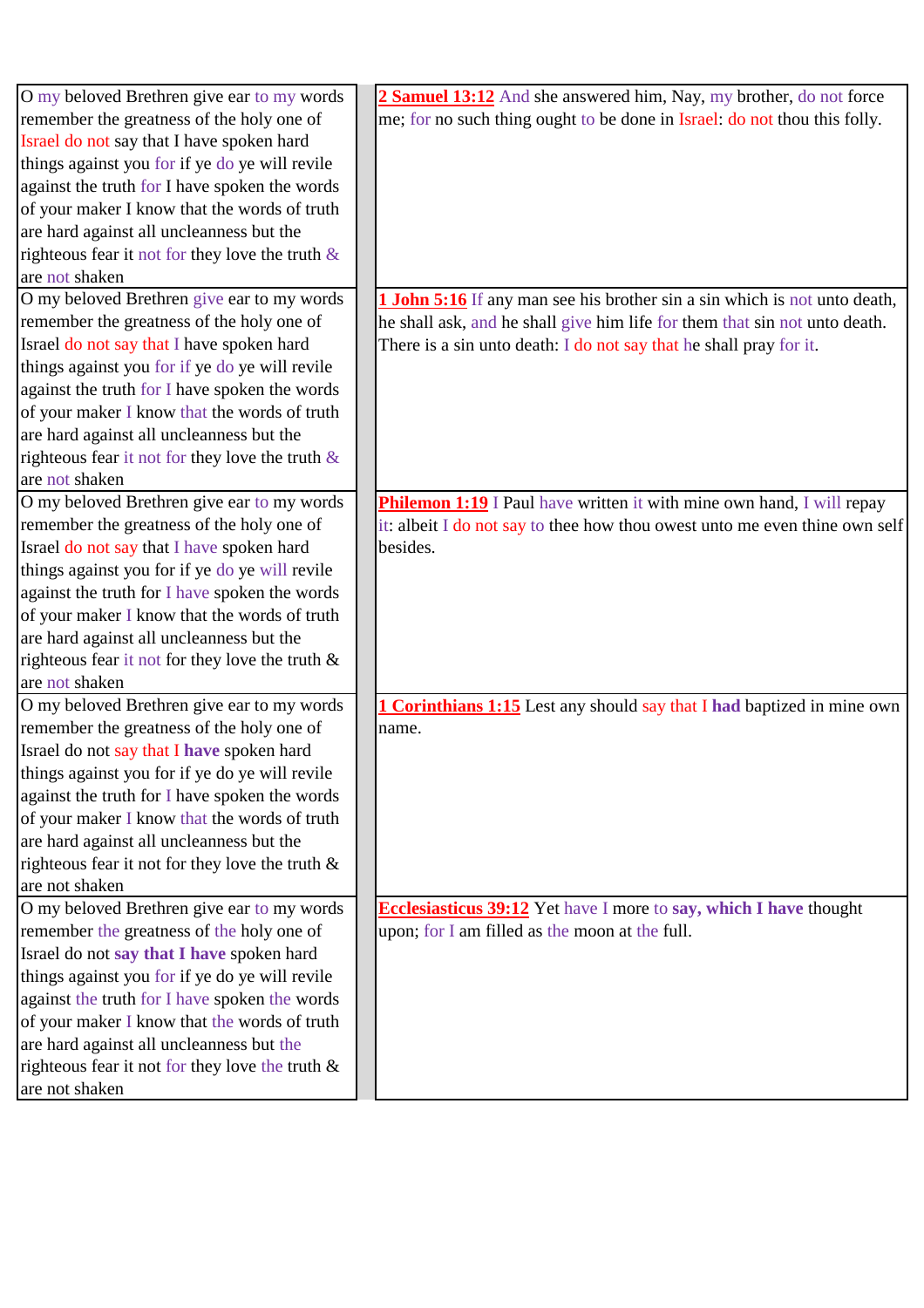| | |
|---|---|
| O my beloved Brethren give ear to my words remember the greatness of the holy one of Israel do not say that I have spoken hard things against you for if ye do ye will revile against the truth for I have spoken the words of your maker I know that the words of truth are hard against all uncleanness but the righteous fear it not for they love the truth & are not shaken | **2 Samuel 13:12** And she answered him, Nay, my brother, do not force me; for no such thing ought to be done in Israel: do not thou this folly. |
| O my beloved Brethren give ear to my words remember the greatness of the holy one of Israel do not say that I have spoken hard things against you for if ye do ye will revile against the truth for I have spoken the words of your maker I know that the words of truth are hard against all uncleanness but the righteous fear it not for they love the truth & are not shaken | **1 John 5:16** If any man see his brother sin a sin which is not unto death, he shall ask, and he shall give him life for them that sin not unto death. There is a sin unto death: I do not say that he shall pray for it. |
| O my beloved Brethren give ear to my words remember the greatness of the holy one of Israel do not say that I have spoken hard things against you for if ye do ye will revile against the truth for I have spoken the words of your maker I know that the words of truth are hard against all uncleanness but the righteous fear it not for they love the truth & are not shaken | **Philemon 1:19** I Paul have written it with mine own hand, I will repay it: albeit I do not say to thee how thou owest unto me even thine own self besides. |
| O my beloved Brethren give ear to my words remember the greatness of the holy one of Israel do not say that I **have** spoken hard things against you for if ye do ye will revile against the truth for I have spoken the words of your maker I know that the words of truth are hard against all uncleanness but the righteous fear it not for they love the truth & are not shaken | **1 Corinthians 1:15** Lest any should say that I **had** baptized in mine own name. |
| O my beloved Brethren give ear to my words remember the greatness of the holy one of Israel do not **say that I have** spoken hard things against you for if ye do ye will revile against the truth for I have spoken the words of your maker I know that the words of truth are hard against all uncleanness but the righteous fear it not for they love the truth & are not shaken | **Ecclesiasticus 39:12** Yet have I more to **say, which I have** thought upon; for I am filled as the moon at the full. |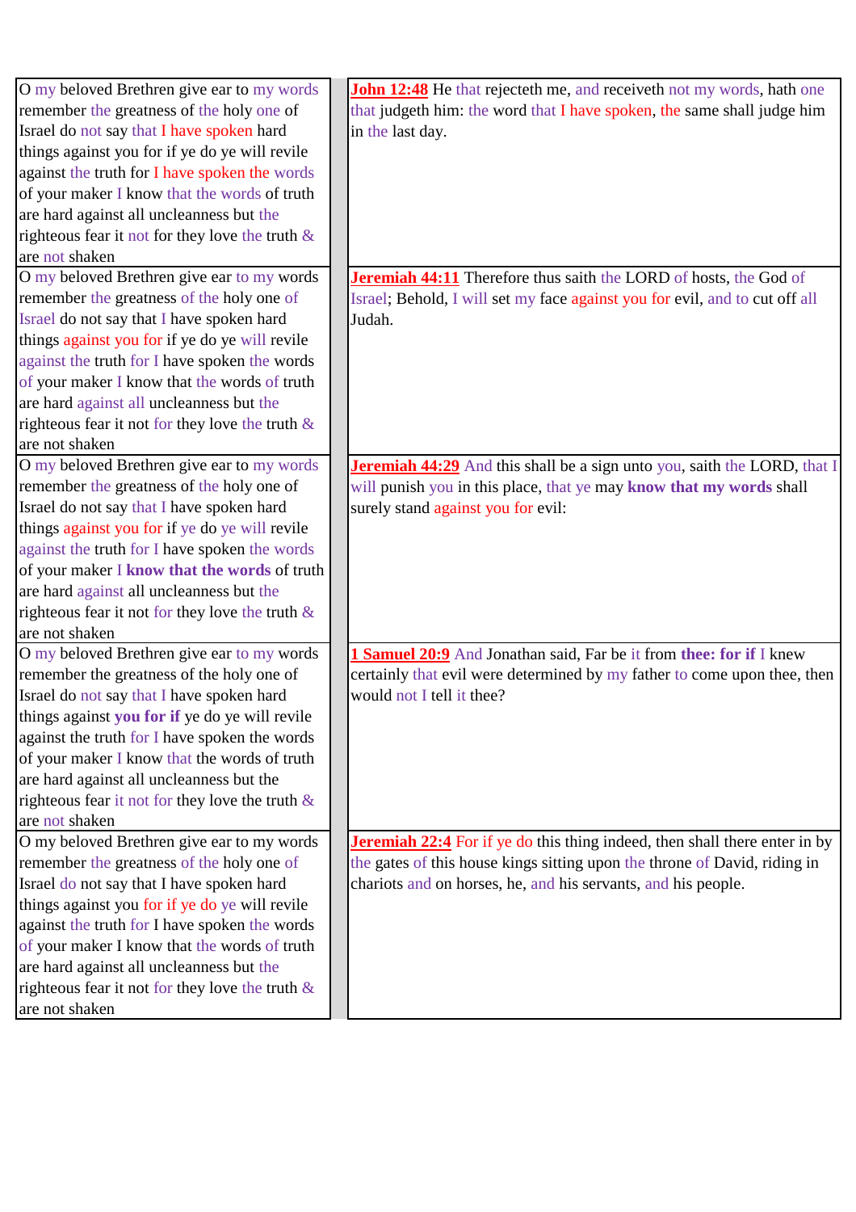| | |
|---|---|
| O my beloved Brethren give ear to my words remember the greatness of the holy one of Israel do not say that I have spoken hard things against you for if ye do ye will revile against the truth for I have spoken the words of your maker I know that the words of truth are hard against all uncleanness but the righteous fear it not for they love the truth & are not shaken | **John 12:48** He that rejecteth me, and receiveth not my words, hath one that judgeth him: the word that I have spoken, the same shall judge him in the last day. |
| O my beloved Brethren give ear to my words remember the greatness of the holy one of Israel do not say that I have spoken hard things against you for if ye do ye will revile against the truth for I have spoken the words of your maker I know that the words of truth are hard against all uncleanness but the righteous fear it not for they love the truth & are not shaken | **Jeremiah 44:11** Therefore thus saith the LORD of hosts, the God of Israel; Behold, I will set my face against you for evil, and to cut off all Judah. |
| O my beloved Brethren give ear to my words remember the greatness of the holy one of Israel do not say that I have spoken hard things against you for if ye do ye will revile against the truth for I have spoken the words of your maker I **know that the words** of truth are hard against all uncleanness but the righteous fear it not for they love the truth & are not shaken | **Jeremiah 44:29** And this shall be a sign unto you, saith the LORD, that I will punish you in this place, that ye may **know that my words** shall surely stand against you for evil: |
| O my beloved Brethren give ear to my words remember the greatness of the holy one of Israel do not say that I have spoken hard things against **you for if** ye do ye will revile against the truth for I have spoken the words of your maker I know that the words of truth are hard against all uncleanness but the righteous fear it not for they love the truth & are not shaken | **1 Samuel 20:9** And Jonathan said, Far be it from **thee: for if** I knew certainly that evil were determined by my father to come upon thee, then would not I tell it thee? |
| O my beloved Brethren give ear to my words remember the greatness of the holy one of Israel do not say that I have spoken hard things against you for if ye do ye will revile against the truth for I have spoken the words of your maker I know that the words of truth are hard against all uncleanness but the righteous fear it not for they love the truth & are not shaken | **Jeremiah 22:4** For if ye do this thing indeed, then shall there enter in by the gates of this house kings sitting upon the throne of David, riding in chariots and on horses, he, and his servants, and his people. |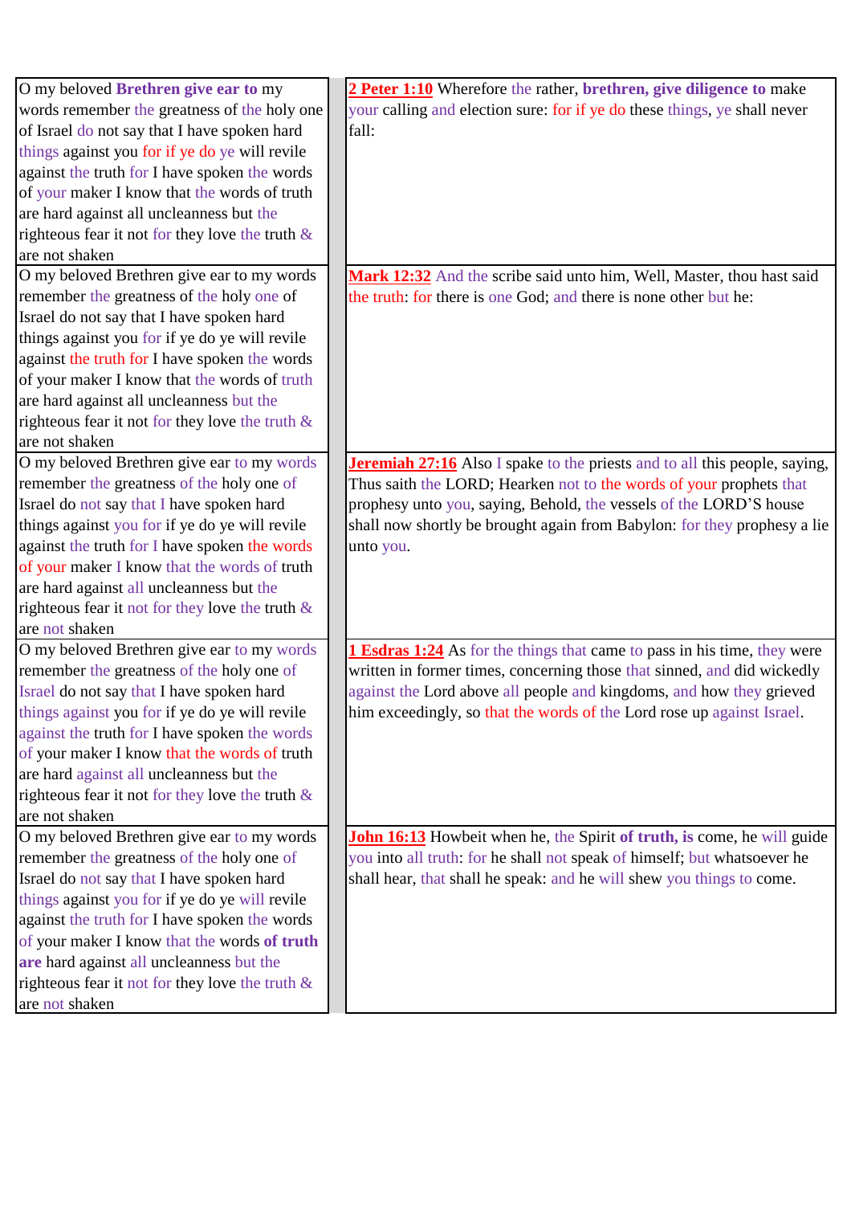| | |
|---|---|
| O my beloved **Brethren give ear to** my words remember the greatness of the holy one of Israel do not say that I have spoken hard things against you for if ye do ye will revile against the truth for I have spoken the words of your maker I know that the words of truth are hard against all uncleanness but the righteous fear it not for they love the truth & are not shaken | **2 Peter 1:10** Wherefore the rather, **brethren, give diligence to** make your calling and election sure: for if ye do these things, ye shall never fall: |
| O my beloved Brethren give ear to my words remember the greatness of the holy one of Israel do not say that I have spoken hard things against you for if ye do ye will revile against the truth for I have spoken the words of your maker I know that the words of truth are hard against all uncleanness but the righteous fear it not for they love the truth & are not shaken | **Mark 12:32** And the scribe said unto him, Well, Master, thou hast said the truth: for there is one God; and there is none other but he: |
| O my beloved Brethren give ear to my words remember the greatness of the holy one of Israel do not say that I have spoken hard things against you for if ye do ye will revile against the truth for I have spoken the words of your maker I know that the words of truth are hard against all uncleanness but the righteous fear it not for they love the truth & are not shaken | **Jeremiah 27:16** Also I spake to the priests and to all this people, saying, Thus saith the LORD; Hearken not to the words of your prophets that prophesy unto you, saying, Behold, the vessels of the LORD'S house shall now shortly be brought again from Babylon: for they prophesy a lie unto you. |
| O my beloved Brethren give ear to my words remember the greatness of the holy one of Israel do not say that I have spoken hard things against you for if ye do ye will revile against the truth for I have spoken the words of your maker I know that the words of truth are hard against all uncleanness but the righteous fear it not for they love the truth & are not shaken | **1 Esdras 1:24** As for the things that came to pass in his time, they were written in former times, concerning those that sinned, and did wickedly against the Lord above all people and kingdoms, and how they grieved him exceedingly, so that the words of the Lord rose up against Israel. |
| O my beloved Brethren give ear to my words remember the greatness of the holy one of Israel do not say that I have spoken hard things against you for if ye do ye will revile against the truth for I have spoken the words of your maker I know that the words **of truth are** hard against all uncleanness but the righteous fear it not for they love the truth & are not shaken | **John 16:13** Howbeit when he, the Spirit **of truth, is** come, he will guide you into all truth: for he shall not speak of himself; but whatsoever he shall hear, that shall he speak: and he will shew you things to come. |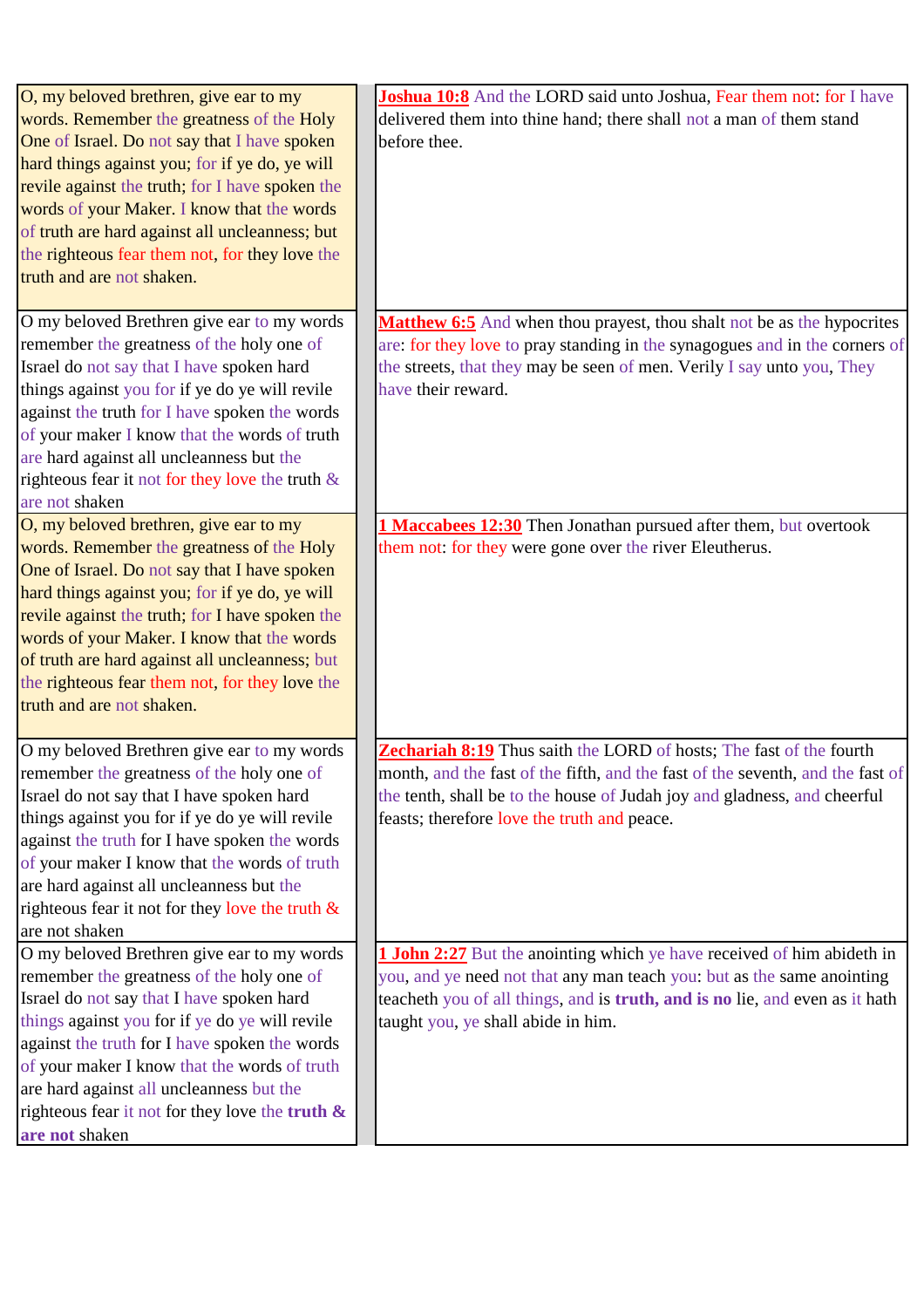| | |
|---|---|
| O, my beloved brethren, give ear to my words. Remember the greatness of the Holy One of Israel. Do not say that I have spoken hard things against you; for if ye do, ye will revile against the truth; for I have spoken the words of your Maker. I know that the words of truth are hard against all uncleanness; but the righteous fear them not, for they love the truth and are not shaken. | **Joshua 10:8** And the LORD said unto Joshua, Fear them not: for I have delivered them into thine hand; there shall not a man of them stand before thee. |
| O my beloved Brethren give ear to my words remember the greatness of the holy one of Israel do not say that I have spoken hard things against you for if ye do ye will revile against the truth for I have spoken the words of your maker I know that the words of truth are hard against all uncleanness but the righteous fear it not for they love the truth & are not shaken | **Matthew 6:5** And when thou prayest, thou shalt not be as the hypocrites are: for they love to pray standing in the synagogues and in the corners of the streets, that they may be seen of men. Verily I say unto you, They have their reward. |
| O, my beloved brethren, give ear to my words. Remember the greatness of the Holy One of Israel. Do not say that I have spoken hard things against you; for if ye do, ye will revile against the truth; for I have spoken the words of your Maker. I know that the words of truth are hard against all uncleanness; but the righteous fear them not, for they love the truth and are not shaken. | **1 Maccabees 12:30** Then Jonathan pursued after them, but overtook them not: for they were gone over the river Eleutherus. |
| O my beloved Brethren give ear to my words remember the greatness of the holy one of Israel do not say that I have spoken hard things against you for if ye do ye will revile against the truth for I have spoken the words of your maker I know that the words of truth are hard against all uncleanness but the righteous fear it not for they love the truth & are not shaken | **Zechariah 8:19** Thus saith the LORD of hosts; The fast of the fourth month, and the fast of the fifth, and the fast of the seventh, and the fast of the tenth, shall be to the house of Judah joy and gladness, and cheerful feasts; therefore love the truth and peace. |
| O my beloved Brethren give ear to my words remember the greatness of the holy one of Israel do not say that I have spoken hard things against you for if ye do ye will revile against the truth for I have spoken the words of your maker I know that the words of truth are hard against all uncleanness but the righteous fear it not for they love the **truth & are not** shaken | **1 John 2:27** But the anointing which ye have received of him abideth in you, and ye need not that any man teach you: but as the same anointing teacheth you of all things, and is **truth, and is no** lie, and even as it hath taught you, ye shall abide in him. |